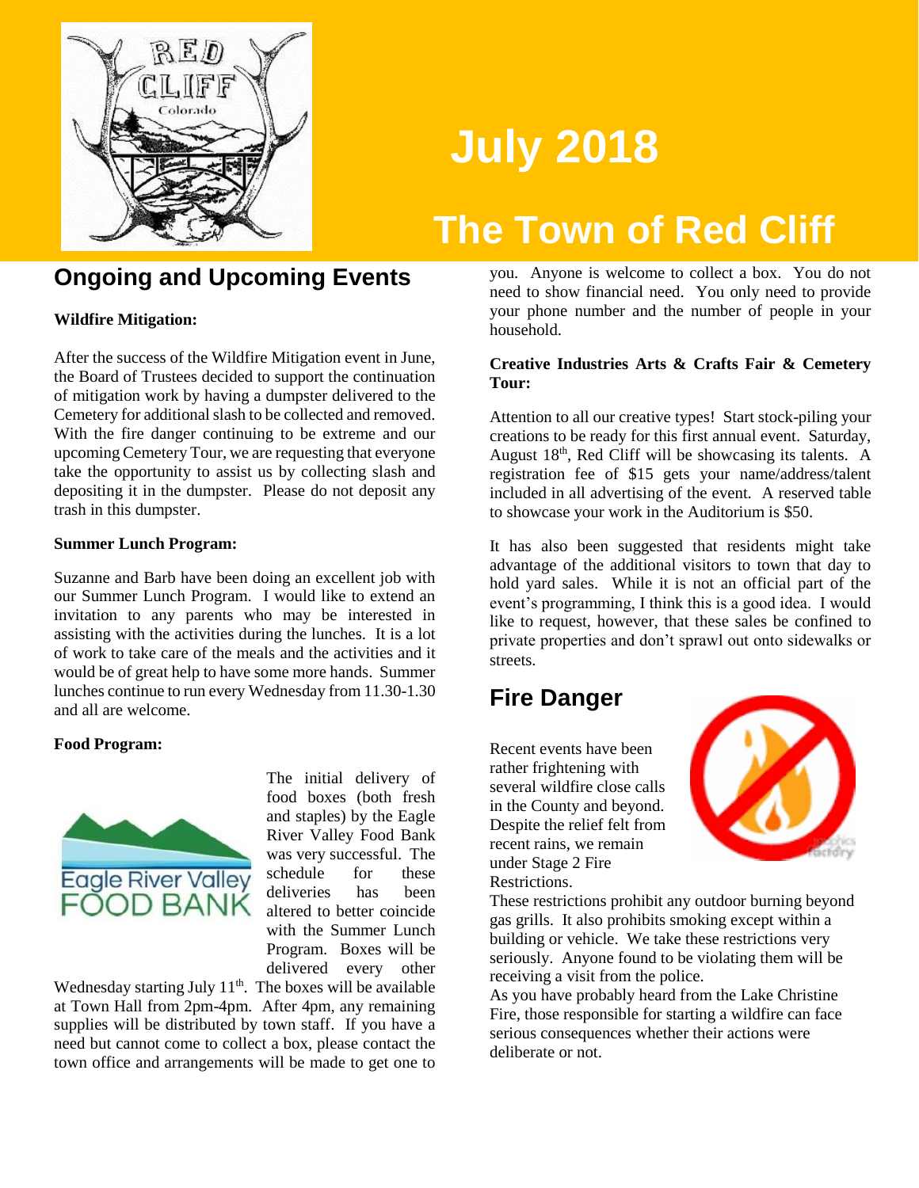# July 2018

# The Town of Red Cliff

## Ongoing and Upcoming Events

**Wildfire Mitigation:**

After the success of the Wildfire Mitigation event in June, the Board of Trustees decided to support the continuation of mitigation work by having a dumpster delivered to the Cemetery for additional slash to be collected and removed. With the fire danger continuing to be extreme and our upcoming Cemetery Tour, we are requesting that everyone take the opportunity to assist us by collecting slash and depositing it in the dumpster. Please do not deposit any trash in this dumpster.

**Summer Lunch Program:**

Suzanne and Barb have been doing an excellent job with our Summer Lunch Program. I would like to extend an invitation to any parents who may be interested in assisting with the activities during the lunches. It is a lot of work to take care of the meals and the activities and it would be of great help to have some more hands. Summer lunches continue to run every Wednesday from 11.30-1.30 and all are welcome.

**Food Program:**

The initial delivery of food boxes (both fresh and staples) by the Eagle River Valley Food Bank was very successful. The schedule for these deliveries has been altered to better coincide with the Summer Lunch Program. Boxes will be delivered every other Wednesday starting July 11th. The boxes will be available at Town Hall from 2pm-4pm. After 4pm, any remaining supplies will be distributed by town staff. If you have a need but cannot come to collect a box, please contact the town office and arrangements will be made to get one to you. Anyone is welcome to collect a box. You do not need to show financial need. You only need to provide your phone number and the number of people in your household.

**Creative Industries Arts & Crafts Fair & Cemetery Tour:**

Attention to all our creative types! Start stock-piling your creations to be ready for this first annual event. Saturday, August 18th, Red Cliff will be showcasing its talents. A registration fee of $15 gets your name/address/talent included in all advertising of the event. A reserved table to showcase your work in the Auditorium is $50.

It has also been suggested that residents might take advantage of the additional visitors to town that day to hold yard sales. While it is not an official part of the event's programming, I think this is a good idea. I would like to request, however, that these sales be confined to private properties and don't sprawl out onto sidewalks or streets.

## Fire Danger

Recent events have been rather frightening with several wildfire close calls in the County and beyond. Despite the relief felt from recent rains, we remain under Stage 2 Fire Restrictions.

These restrictions prohibit any outdoor burning beyond gas grills. It also prohibits smoking except within a building or vehicle. We take these restrictions very seriously. Anyone found to be violating them will be receiving a visit from the police.

As you have probably heard from the Lake Christine Fire, those responsible for starting a wildfire can face serious consequences whether their actions were deliberate or not.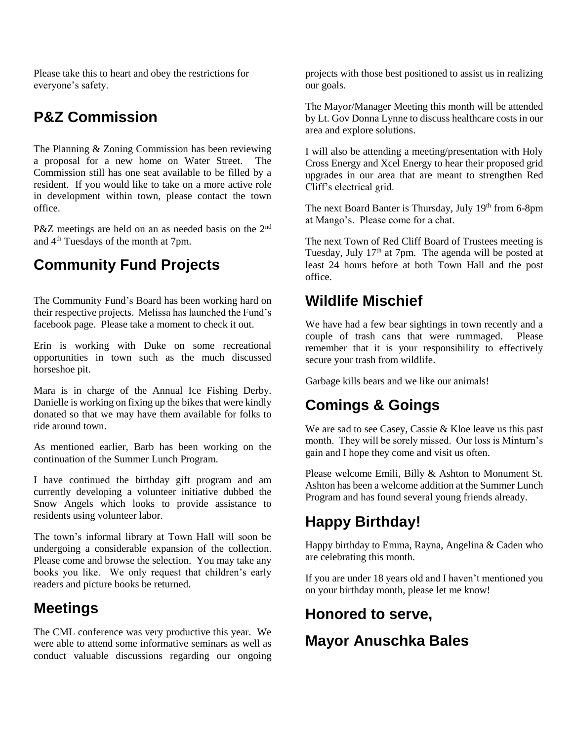Please take this to heart and obey the restrictions for everyone's safety.

## P&Z Commission

The Planning & Zoning Commission has been reviewing a proposal for a new home on Water Street. The Commission still has one seat available to be filled by a resident. If you would like to take on a more active role in development within town, please contact the town office.

P&Z meetings are held on an as needed basis on the 2nd and 4th Tuesdays of the month at 7pm.

## Community Fund Projects

The Community Fund's Board has been working hard on their respective projects. Melissa has launched the Fund's facebook page. Please take a moment to check it out.

Erin is working with Duke on some recreational opportunities in town such as the much discussed horseshoe pit.

Mara is in charge of the Annual Ice Fishing Derby. Danielle is working on fixing up the bikes that were kindly donated so that we may have them available for folks to ride around town.

As mentioned earlier, Barb has been working on the continuation of the Summer Lunch Program.

I have continued the birthday gift program and am currently developing a volunteer initiative dubbed the Snow Angels which looks to provide assistance to residents using volunteer labor.

The town's informal library at Town Hall will soon be undergoing a considerable expansion of the collection. Please come and browse the selection. You may take any books you like. We only request that children's early readers and picture books be returned.

## Meetings

The CML conference was very productive this year. We were able to attend some informative seminars as well as conduct valuable discussions regarding our ongoing projects with those best positioned to assist us in realizing our goals.

The Mayor/Manager Meeting this month will be attended by Lt. Gov Donna Lynne to discuss healthcare costs in our area and explore solutions.

I will also be attending a meeting/presentation with Holy Cross Energy and Xcel Energy to hear their proposed grid upgrades in our area that are meant to strengthen Red Cliff's electrical grid.

The next Board Banter is Thursday, July 19th from 6-8pm at Mango's. Please come for a chat.

The next Town of Red Cliff Board of Trustees meeting is Tuesday, July 17th at 7pm. The agenda will be posted at least 24 hours before at both Town Hall and the post office.

## Wildlife Mischief

We have had a few bear sightings in town recently and a couple of trash cans that were rummaged. Please remember that it is your responsibility to effectively secure your trash from wildlife.

Garbage kills bears and we like our animals!

## Comings & Goings

We are sad to see Casey, Cassie & Kloe leave us this past month. They will be sorely missed. Our loss is Minturn's gain and I hope they come and visit us often.

Please welcome Emili, Billy & Ashton to Monument St. Ashton has been a welcome addition at the Summer Lunch Program and has found several young friends already.

## Happy Birthday!

Happy birthday to Emma, Rayna, Angelina & Caden who are celebrating this month.

If you are under 18 years old and I haven't mentioned you on your birthday month, please let me know!

## Honored to serve,

## Mayor Anuschka Bales